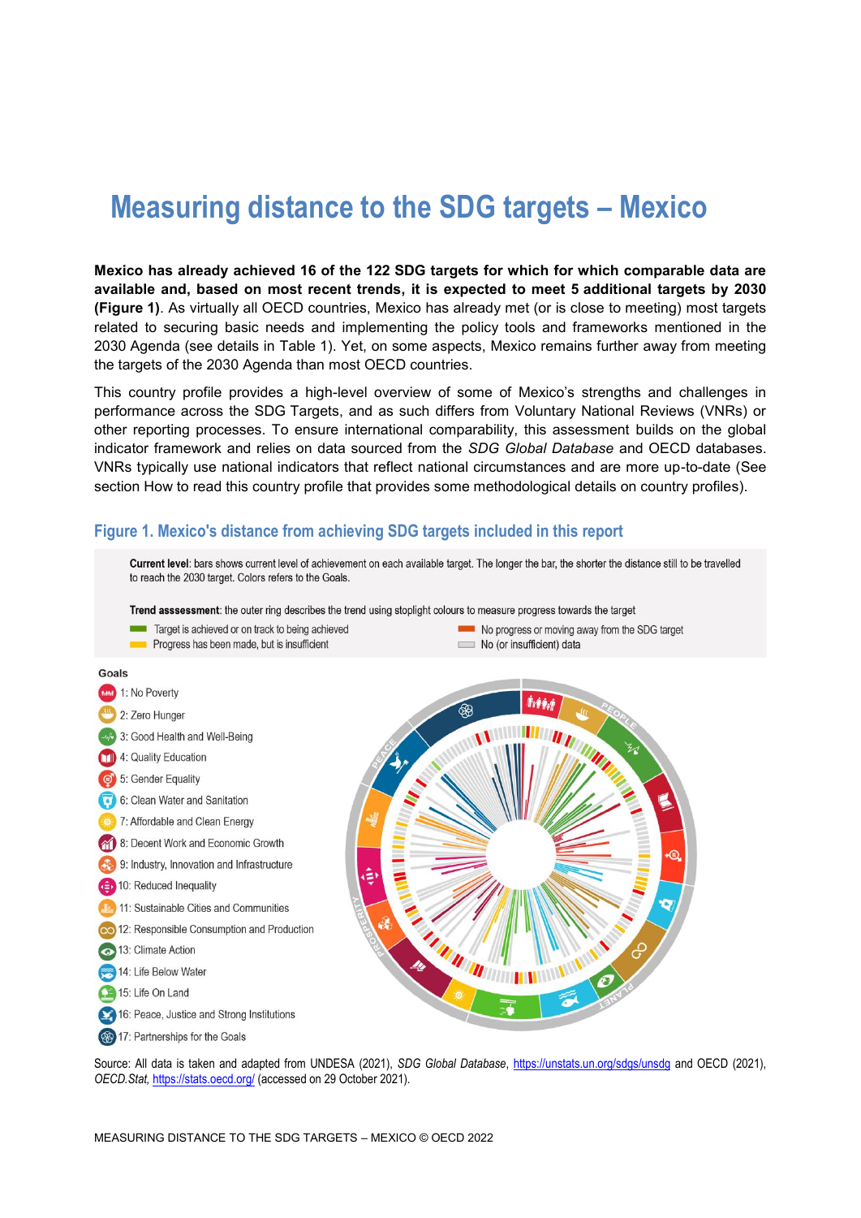# Measuring distance to the SDG targets – Mexico

**Mexico has already achieved 16 of the 122 SDG targets for which for which comparable data are available and, based on most recent trends, it is expected to meet 5 additional targets by 2030 (Figure 1)**. As virtually all OECD countries, Mexico has already met (or is close to meeting) most targets related to securing basic needs and implementing the policy tools and frameworks mentioned in the 2030 Agenda (see details in Table 1). Yet, on some aspects, Mexico remains further away from meeting the targets of the 2030 Agenda than most OECD countries.

This country profile provides a high-level overview of some of Mexico's strengths and challenges in performance across the SDG Targets, and as such differs from Voluntary National Reviews (VNRs) or other reporting processes. To ensure international comparability, this assessment builds on the global indicator framework and relies on data sourced from the *SDG Global Database* and OECD databases. VNRs typically use national indicators that reflect national circumstances and are more up-to-date (See section How to read this country profile that provides some methodological details on country profiles).

## Figure 1. Mexico's distance from achieving SDG targets included in this report

**Current level**: bars shows current level of achievement on each available target. The longer the bar, the shorter the distance still to be travelled to reach the 2030 target. Colors refers to the Goals.

**Trend asssessment**: the outer ring describes the trend using stoplight colours to measure progress towards the target

- Target is achieved or on track to being achieved
- Progress has been made, but is insufficient
- No progress or moving away from the SDG target
- No (or insufficient) data

Goals

1: No Poverty
2: Zero Hunger
3: Good Health and Well-Being
4: Quality Education
5: Gender Equality
6: Clean Water and Sanitation
7: Affordable and Clean Energy
8: Decent Work and Economic Growth
9: Industry, Innovation and Infrastructure
10: Reduced Inequality
11: Sustainable Cities and Communities
12: Responsible Consumption and Production
13: Climate Action
14: Life Below Water
15: Life On Land
16: Peace, Justice and Strong Institutions
17: Partnerships for the Goals

Source: All data is taken and adapted from UNDESA (2021), *SDG Global Database*, https://unstats.un.org/sdgs/unsdg and OECD (2021), *OECD.Stat*, https://stats.oecd.org/ (accessed on 29 October 2021).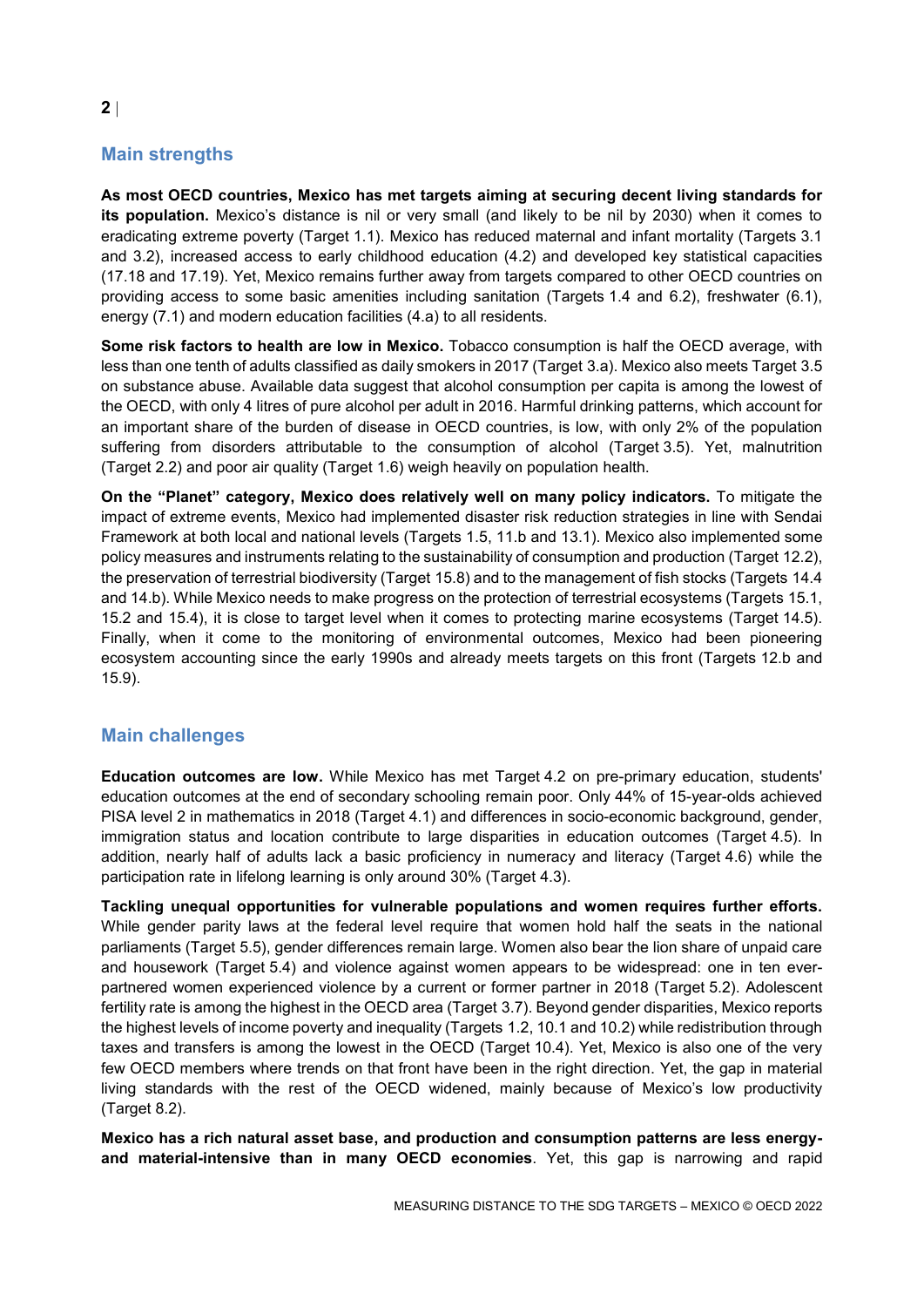## Main strengths

**As most OECD countries, Mexico has met targets aiming at securing decent living standards for its population.** Mexico's distance is nil or very small (and likely to be nil by 2030) when it comes to eradicating extreme poverty (Target 1.1). Mexico has reduced maternal and infant mortality (Targets 3.1 and 3.2), increased access to early childhood education (4.2) and developed key statistical capacities (17.18 and 17.19). Yet, Mexico remains further away from targets compared to other OECD countries on providing access to some basic amenities including sanitation (Targets 1.4 and 6.2), freshwater (6.1), energy (7.1) and modern education facilities (4.a) to all residents.

**Some risk factors to health are low in Mexico.** Tobacco consumption is half the OECD average, with less than one tenth of adults classified as daily smokers in 2017 (Target 3.a). Mexico also meets Target 3.5 on substance abuse. Available data suggest that alcohol consumption per capita is among the lowest of the OECD, with only 4 litres of pure alcohol per adult in 2016. Harmful drinking patterns, which account for an important share of the burden of disease in OECD countries, is low, with only 2% of the population suffering from disorders attributable to the consumption of alcohol (Target 3.5). Yet, malnutrition (Target 2.2) and poor air quality (Target 1.6) weigh heavily on population health.

**On the "Planet" category, Mexico does relatively well on many policy indicators.** To mitigate the impact of extreme events, Mexico had implemented disaster risk reduction strategies in line with Sendai Framework at both local and national levels (Targets 1.5, 11.b and 13.1). Mexico also implemented some policy measures and instruments relating to the sustainability of consumption and production (Target 12.2), the preservation of terrestrial biodiversity (Target 15.8) and to the management of fish stocks (Targets 14.4 and 14.b). While Mexico needs to make progress on the protection of terrestrial ecosystems (Targets 15.1, 15.2 and 15.4), it is close to target level when it comes to protecting marine ecosystems (Target 14.5). Finally, when it come to the monitoring of environmental outcomes, Mexico had been pioneering ecosystem accounting since the early 1990s and already meets targets on this front (Targets 12.b and 15.9).

## Main challenges

**Education outcomes are low.** While Mexico has met Target 4.2 on pre-primary education, students' education outcomes at the end of secondary schooling remain poor. Only 44% of 15-year-olds achieved PISA level 2 in mathematics in 2018 (Target 4.1) and differences in socio-economic background, gender, immigration status and location contribute to large disparities in education outcomes (Target 4.5). In addition, nearly half of adults lack a basic proficiency in numeracy and literacy (Target 4.6) while the participation rate in lifelong learning is only around 30% (Target 4.3).

**Tackling unequal opportunities for vulnerable populations and women requires further efforts.** While gender parity laws at the federal level require that women hold half the seats in the national parliaments (Target 5.5), gender differences remain large. Women also bear the lion share of unpaid care and housework (Target 5.4) and violence against women appears to be widespread: one in ten ever-partnered women experienced violence by a current or former partner in 2018 (Target 5.2). Adolescent fertility rate is among the highest in the OECD area (Target 3.7). Beyond gender disparities, Mexico reports the highest levels of income poverty and inequality (Targets 1.2, 10.1 and 10.2) while redistribution through taxes and transfers is among the lowest in the OECD (Target 10.4). Yet, Mexico is also one of the very few OECD members where trends on that front have been in the right direction. Yet, the gap in material living standards with the rest of the OECD widened, mainly because of Mexico's low productivity (Target 8.2).

**Mexico has a rich natural asset base, and production and consumption patterns are less energy- and material-intensive than in many OECD economies**. Yet, this gap is narrowing and rapid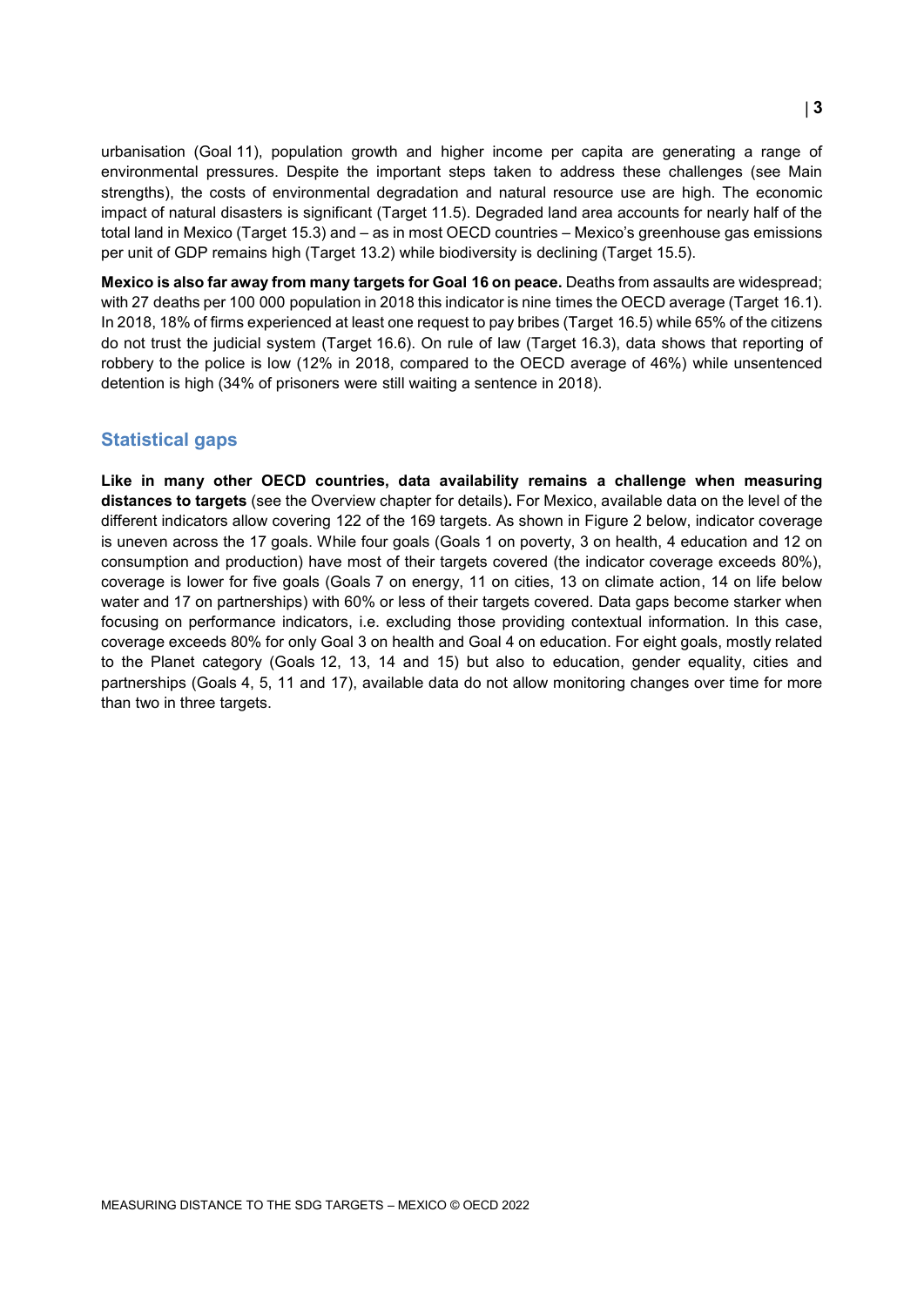urbanisation (Goal 11), population growth and higher income per capita are generating a range of environmental pressures. Despite the important steps taken to address these challenges (see Main strengths), the costs of environmental degradation and natural resource use are high. The economic impact of natural disasters is significant (Target 11.5). Degraded land area accounts for nearly half of the total land in Mexico (Target 15.3) and – as in most OECD countries – Mexico's greenhouse gas emissions per unit of GDP remains high (Target 13.2) while biodiversity is declining (Target 15.5).

**Mexico is also far away from many targets for Goal 16 on peace.** Deaths from assaults are widespread; with 27 deaths per 100 000 population in 2018 this indicator is nine times the OECD average (Target 16.1). In 2018, 18% of firms experienced at least one request to pay bribes (Target 16.5) while 65% of the citizens do not trust the judicial system (Target 16.6). On rule of law (Target 16.3), data shows that reporting of robbery to the police is low (12% in 2018, compared to the OECD average of 46%) while unsentenced detention is high (34% of prisoners were still waiting a sentence in 2018).

## Statistical gaps

**Like in many other OECD countries, data availability remains a challenge when measuring distances to targets** (see the Overview chapter for details)**.** For Mexico, available data on the level of the different indicators allow covering 122 of the 169 targets. As shown in Figure 2 below, indicator coverage is uneven across the 17 goals. While four goals (Goals 1 on poverty, 3 on health, 4 education and 12 on consumption and production) have most of their targets covered (the indicator coverage exceeds 80%), coverage is lower for five goals (Goals 7 on energy, 11 on cities, 13 on climate action, 14 on life below water and 17 on partnerships) with 60% or less of their targets covered. Data gaps become starker when focusing on performance indicators, i.e. excluding those providing contextual information. In this case, coverage exceeds 80% for only Goal 3 on health and Goal 4 on education. For eight goals, mostly related to the Planet category (Goals 12, 13, 14 and 15) but also to education, gender equality, cities and partnerships (Goals 4, 5, 11 and 17), available data do not allow monitoring changes over time for more than two in three targets.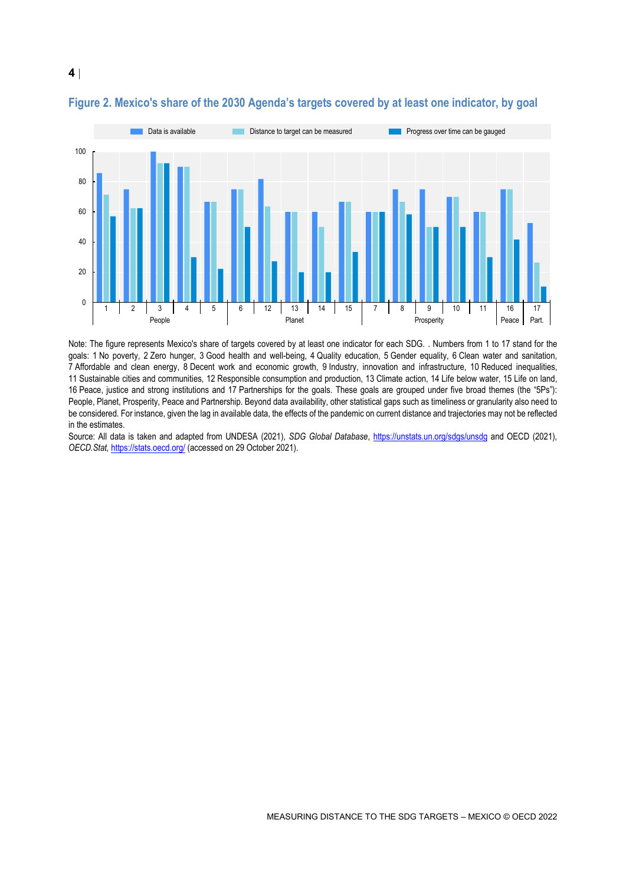**Figure 2. Mexico's share of the 2030 Agenda's targets covered by at least one indicator, by goal**

Note: The figure represents Mexico's share of targets covered by at least one indicator for each SDG. . Numbers from 1 to 17 stand for the goals: 1 No poverty, 2 Zero hunger, 3 Good health and well-being, 4 Quality education, 5 Gender equality, 6 Clean water and sanitation, 7 Affordable and clean energy, 8 Decent work and economic growth, 9 Industry, innovation and infrastructure, 10 Reduced inequalities, 11 Sustainable cities and communities, 12 Responsible consumption and production, 13 Climate action, 14 Life below water, 15 Life on land, 16 Peace, justice and strong institutions and 17 Partnerships for the goals. These goals are grouped under five broad themes (the "5Ps"): People, Planet, Prosperity, Peace and Partnership. Beyond data availability, other statistical gaps such as timeliness or granularity also need to be considered. For instance, given the lag in available data, the effects of the pandemic on current distance and trajectories may not be reflected in the estimates.

Source: All data is taken and adapted from UNDESA (2021), *SDG Global Database*, https://unstats.un.org/sdgs/unsdg and OECD (2021), *OECD.Stat,* https://stats.oecd.org/ (accessed on 29 October 2021).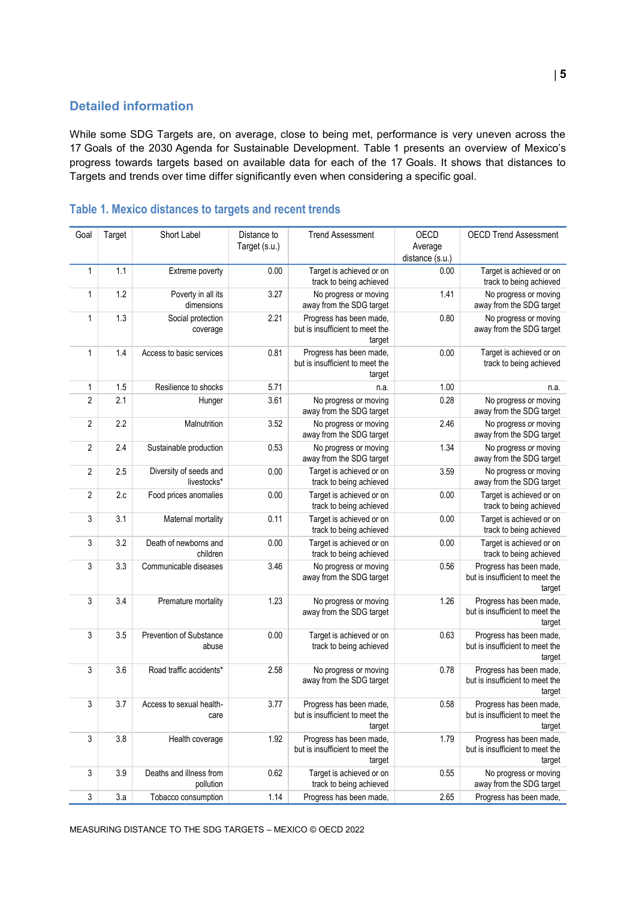## Detailed information

While some SDG Targets are, on average, close to being met, performance is very uneven across the 17 Goals of the 2030 Agenda for Sustainable Development. Table 1 presents an overview of Mexico's progress towards targets based on available data for each of the 17 Goals. It shows that distances to Targets and trends over time differ significantly even when considering a specific goal.

### Table 1. Mexico distances to targets and recent trends

| Goal | Target | Short Label | Distance to Target (s.u.) | Trend Assessment | OECD Average distance (s.u.) | OECD Trend Assessment |
|---|---|---|---|---|---|---|
| 1 | 1.1 | Extreme poverty | 0.00 | Target is achieved or on track to being achieved | 0.00 | Target is achieved or on track to being achieved |
| 1 | 1.2 | Poverty in all its dimensions | 3.27 | No progress or moving away from the SDG target | 1.41 | No progress or moving away from the SDG target |
| 1 | 1.3 | Social protection coverage | 2.21 | Progress has been made, but is insufficient to meet the target | 0.80 | No progress or moving away from the SDG target |
| 1 | 1.4 | Access to basic services | 0.81 | Progress has been made, but is insufficient to meet the target | 0.00 | Target is achieved or on track to being achieved |
| 1 | 1.5 | Resilience to shocks | 5.71 | n.a. | 1.00 | n.a. |
| 2 | 2.1 | Hunger | 3.61 | No progress or moving away from the SDG target | 0.28 | No progress or moving away from the SDG target |
| 2 | 2.2 | Malnutrition | 3.52 | No progress or moving away from the SDG target | 2.46 | No progress or moving away from the SDG target |
| 2 | 2.4 | Sustainable production | 0.53 | No progress or moving away from the SDG target | 1.34 | No progress or moving away from the SDG target |
| 2 | 2.5 | Diversity of seeds and livestocks* | 0.00 | Target is achieved or on track to being achieved | 3.59 | No progress or moving away from the SDG target |
| 2 | 2.c | Food prices anomalies | 0.00 | Target is achieved or on track to being achieved | 0.00 | Target is achieved or on track to being achieved |
| 3 | 3.1 | Maternal mortality | 0.11 | Target is achieved or on track to being achieved | 0.00 | Target is achieved or on track to being achieved |
| 3 | 3.2 | Death of newborns and children | 0.00 | Target is achieved or on track to being achieved | 0.00 | Target is achieved or on track to being achieved |
| 3 | 3.3 | Communicable diseases | 3.46 | No progress or moving away from the SDG target | 0.56 | Progress has been made, but is insufficient to meet the target |
| 3 | 3.4 | Premature mortality | 1.23 | No progress or moving away from the SDG target | 1.26 | Progress has been made, but is insufficient to meet the target |
| 3 | 3.5 | Prevention of Substance abuse | 0.00 | Target is achieved or on track to being achieved | 0.63 | Progress has been made, but is insufficient to meet the target |
| 3 | 3.6 | Road traffic accidents* | 2.58 | No progress or moving away from the SDG target | 0.78 | Progress has been made, but is insufficient to meet the target |
| 3 | 3.7 | Access to sexual health-care | 3.77 | Progress has been made, but is insufficient to meet the target | 0.58 | Progress has been made, but is insufficient to meet the target |
| 3 | 3.8 | Health coverage | 1.92 | Progress has been made, but is insufficient to meet the target | 1.79 | Progress has been made, but is insufficient to meet the target |
| 3 | 3.9 | Deaths and illness from pollution | 0.62 | Target is achieved or on track to being achieved | 0.55 | No progress or moving away from the SDG target |
| 3 | 3.a | Tobacco consumption | 1.14 | Progress has been made, | 2.65 | Progress has been made, |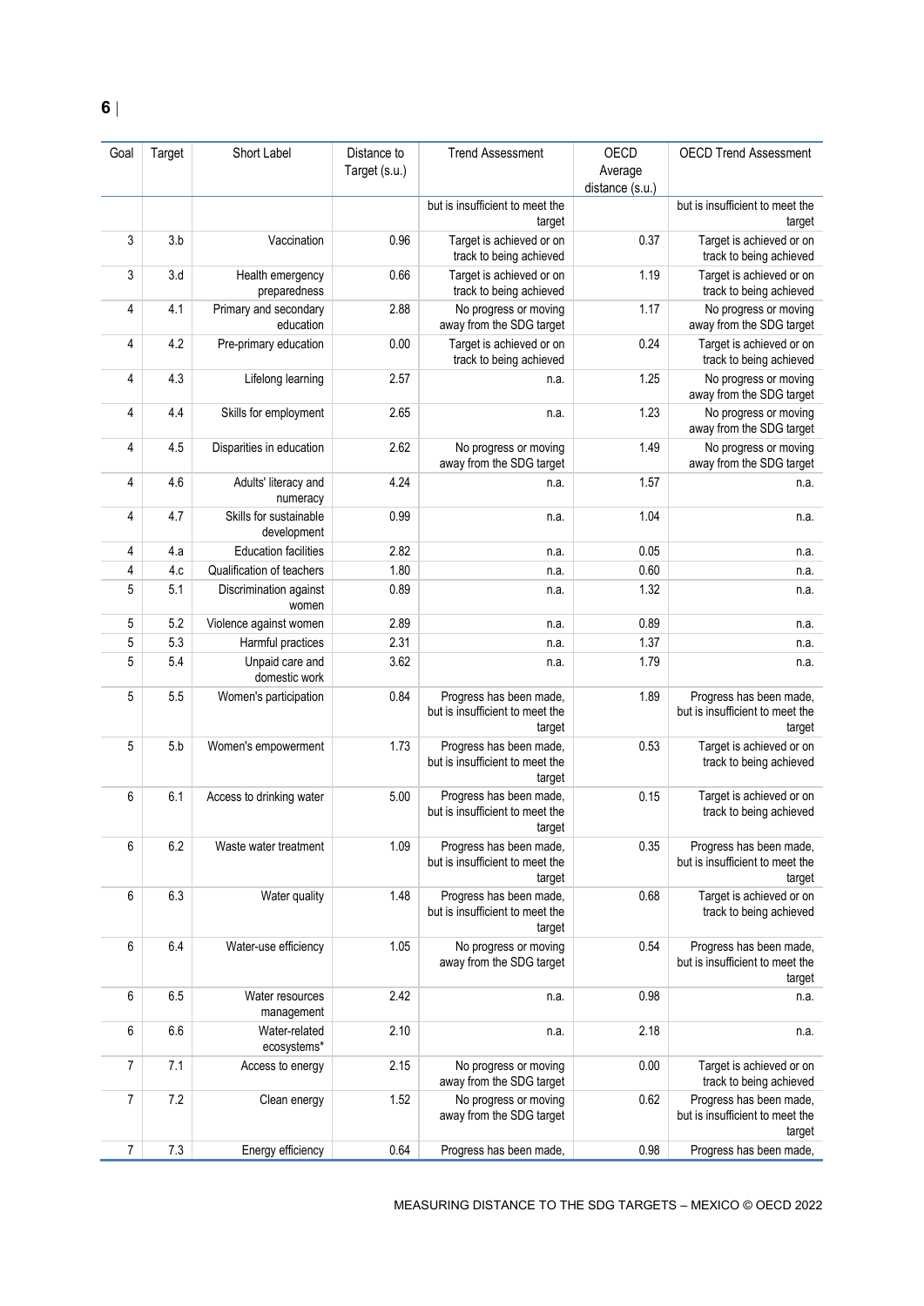| Goal | Target | Short Label | Distance to Target (s.u.) | Trend Assessment | OECD Average distance (s.u.) | OECD Trend Assessment |
|---|---|---|---|---|---|---|
| | | | | but is insufficient to meet the target | | but is insufficient to meet the target |
| 3 | 3.b | Vaccination | 0.96 | Target is achieved or on track to being achieved | 0.37 | Target is achieved or on track to being achieved |
| 3 | 3.d | Health emergency preparedness | 0.66 | Target is achieved or on track to being achieved | 1.19 | Target is achieved or on track to being achieved |
| 4 | 4.1 | Primary and secondary education | 2.88 | No progress or moving away from the SDG target | 1.17 | No progress or moving away from the SDG target |
| 4 | 4.2 | Pre-primary education | 0.00 | Target is achieved or on track to being achieved | 0.24 | Target is achieved or on track to being achieved |
| 4 | 4.3 | Lifelong learning | 2.57 | n.a. | 1.25 | No progress or moving away from the SDG target |
| 4 | 4.4 | Skills for employment | 2.65 | n.a. | 1.23 | No progress or moving away from the SDG target |
| 4 | 4.5 | Disparities in education | 2.62 | No progress or moving away from the SDG target | 1.49 | No progress or moving away from the SDG target |
| 4 | 4.6 | Adults' literacy and numeracy | 4.24 | n.a. | 1.57 | n.a. |
| 4 | 4.7 | Skills for sustainable development | 0.99 | n.a. | 1.04 | n.a. |
| 4 | 4.a | Education facilities | 2.82 | n.a. | 0.05 | n.a. |
| 4 | 4.c | Qualification of teachers | 1.80 | n.a. | 0.60 | n.a. |
| 5 | 5.1 | Discrimination against women | 0.89 | n.a. | 1.32 | n.a. |
| 5 | 5.2 | Violence against women | 2.89 | n.a. | 0.89 | n.a. |
| 5 | 5.3 | Harmful practices | 2.31 | n.a. | 1.37 | n.a. |
| 5 | 5.4 | Unpaid care and domestic work | 3.62 | n.a. | 1.79 | n.a. |
| 5 | 5.5 | Women's participation | 0.84 | Progress has been made, but is insufficient to meet the target | 1.89 | Progress has been made, but is insufficient to meet the target |
| 5 | 5.b | Women's empowerment | 1.73 | Progress has been made, but is insufficient to meet the target | 0.53 | Target is achieved or on track to being achieved |
| 6 | 6.1 | Access to drinking water | 5.00 | Progress has been made, but is insufficient to meet the target | 0.15 | Target is achieved or on track to being achieved |
| 6 | 6.2 | Waste water treatment | 1.09 | Progress has been made, but is insufficient to meet the target | 0.35 | Progress has been made, but is insufficient to meet the target |
| 6 | 6.3 | Water quality | 1.48 | Progress has been made, but is insufficient to meet the target | 0.68 | Target is achieved or on track to being achieved |
| 6 | 6.4 | Water-use efficiency | 1.05 | No progress or moving away from the SDG target | 0.54 | Progress has been made, but is insufficient to meet the target |
| 6 | 6.5 | Water resources management | 2.42 | n.a. | 0.98 | n.a. |
| 6 | 6.6 | Water-related ecosystems* | 2.10 | n.a. | 2.18 | n.a. |
| 7 | 7.1 | Access to energy | 2.15 | No progress or moving away from the SDG target | 0.00 | Target is achieved or on track to being achieved |
| 7 | 7.2 | Clean energy | 1.52 | No progress or moving away from the SDG target | 0.62 | Progress has been made, but is insufficient to meet the target |
| 7 | 7.3 | Energy efficiency | 0.64 | Progress has been made, | 0.98 | Progress has been made, |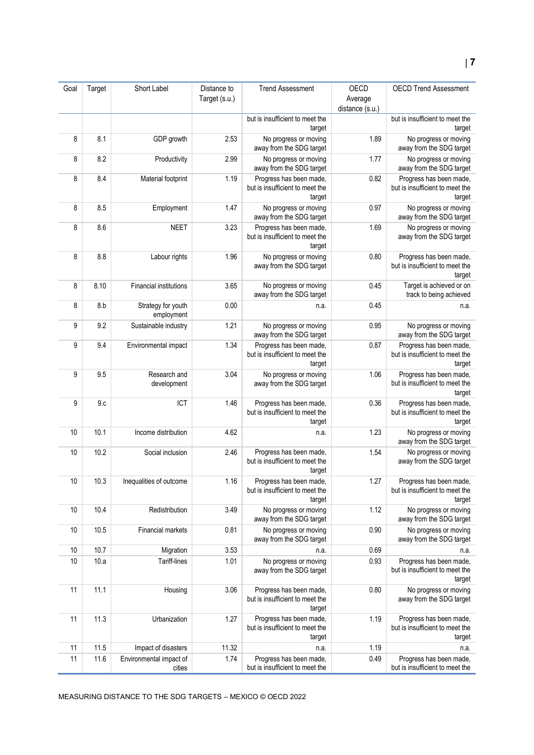| Goal | Target | Short Label | Distance to Target (s.u.) | Trend Assessment | OECD Average distance (s.u.) | OECD Trend Assessment |
|---|---|---|---|---|---|---|
| | | | | but is insufficient to meet the target | | but is insufficient to meet the target |
| 8 | 8.1 | GDP growth | 2.53 | No progress or moving away from the SDG target | 1.89 | No progress or moving away from the SDG target |
| 8 | 8.2 | Productivity | 2.99 | No progress or moving away from the SDG target | 1.77 | No progress or moving away from the SDG target |
| 8 | 8.4 | Material footprint | 1.19 | Progress has been made, but is insufficient to meet the target | 0.82 | Progress has been made, but is insufficient to meet the target |
| 8 | 8.5 | Employment | 1.47 | No progress or moving away from the SDG target | 0.97 | No progress or moving away from the SDG target |
| 8 | 8.6 | NEET | 3.23 | Progress has been made, but is insufficient to meet the target | 1.69 | No progress or moving away from the SDG target |
| 8 | 8.8 | Labour rights | 1.96 | No progress or moving away from the SDG target | 0.80 | Progress has been made, but is insufficient to meet the target |
| 8 | 8.10 | Financial institutions | 3.65 | No progress or moving away from the SDG target | 0.45 | Target is achieved or on track to being achieved |
| 8 | 8.b | Strategy for youth employment | 0.00 | n.a. | 0.45 | n.a. |
| 9 | 9.2 | Sustainable industry | 1.21 | No progress or moving away from the SDG target | 0.95 | No progress or moving away from the SDG target |
| 9 | 9.4 | Environmental impact | 1.34 | Progress has been made, but is insufficient to meet the target | 0.87 | Progress has been made, but is insufficient to meet the target |
| 9 | 9.5 | Research and development | 3.04 | No progress or moving away from the SDG target | 1.06 | Progress has been made, but is insufficient to meet the target |
| 9 | 9.c | ICT | 1.46 | Progress has been made, but is insufficient to meet the target | 0.36 | Progress has been made, but is insufficient to meet the target |
| 10 | 10.1 | Income distribution | 4.62 | n.a. | 1.23 | No progress or moving away from the SDG target |
| 10 | 10.2 | Social inclusion | 2.46 | Progress has been made, but is insufficient to meet the target | 1.54 | No progress or moving away from the SDG target |
| 10 | 10.3 | Inequalities of outcome | 1.16 | Progress has been made, but is insufficient to meet the target | 1.27 | Progress has been made, but is insufficient to meet the target |
| 10 | 10.4 | Redistribution | 3.49 | No progress or moving away from the SDG target | 1.12 | No progress or moving away from the SDG target |
| 10 | 10.5 | Financial markets | 0.81 | No progress or moving away from the SDG target | 0.90 | No progress or moving away from the SDG target |
| 10 | 10.7 | Migration | 3.53 | n.a. | 0.69 | n.a. |
| 10 | 10.a | Tariff-lines | 1.01 | No progress or moving away from the SDG target | 0.93 | Progress has been made, but is insufficient to meet the target |
| 11 | 11.1 | Housing | 3.06 | Progress has been made, but is insufficient to meet the target | 0.80 | No progress or moving away from the SDG target |
| 11 | 11.3 | Urbanization | 1.27 | Progress has been made, but is insufficient to meet the target | 1.19 | Progress has been made, but is insufficient to meet the target |
| 11 | 11.5 | Impact of disasters | 11.32 | n.a. | 1.19 | n.a. |
| 11 | 11.6 | Environmental impact of cities | 1.74 | Progress has been made, but is insufficient to meet the | 0.49 | Progress has been made, but is insufficient to meet the |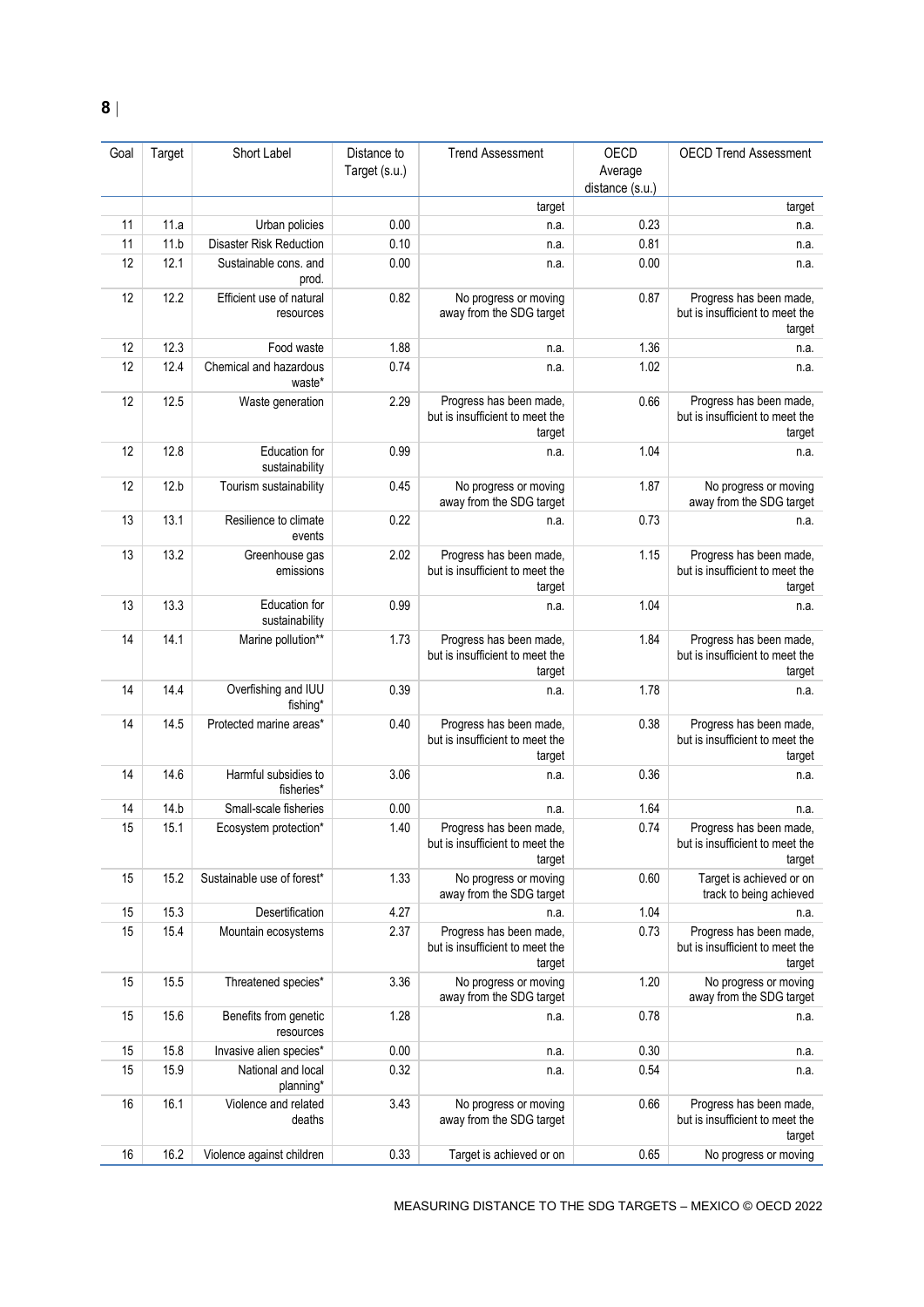| Goal | Target | Short Label | Distance to Target (s.u.) | Trend Assessment | OECD Average distance (s.u.) | OECD Trend Assessment |
|---|---|---|---|---|---|---|
| | | | | target | | target |
| 11 | 11.a | Urban policies | 0.00 | n.a. | 0.23 | n.a. |
| 11 | 11.b | Disaster Risk Reduction | 0.10 | n.a. | 0.81 | n.a. |
| 12 | 12.1 | Sustainable cons. and prod. | 0.00 | n.a. | 0.00 | n.a. |
| 12 | 12.2 | Efficient use of natural resources | 0.82 | No progress or moving away from the SDG target | 0.87 | Progress has been made, but is insufficient to meet the target |
| 12 | 12.3 | Food waste | 1.88 | n.a. | 1.36 | n.a. |
| 12 | 12.4 | Chemical and hazardous waste* | 0.74 | n.a. | 1.02 | n.a. |
| 12 | 12.5 | Waste generation | 2.29 | Progress has been made, but is insufficient to meet the target | 0.66 | Progress has been made, but is insufficient to meet the target |
| 12 | 12.8 | Education for sustainability | 0.99 | n.a. | 1.04 | n.a. |
| 12 | 12.b | Tourism sustainability | 0.45 | No progress or moving away from the SDG target | 1.87 | No progress or moving away from the SDG target |
| 13 | 13.1 | Resilience to climate events | 0.22 | n.a. | 0.73 | n.a. |
| 13 | 13.2 | Greenhouse gas emissions | 2.02 | Progress has been made, but is insufficient to meet the target | 1.15 | Progress has been made, but is insufficient to meet the target |
| 13 | 13.3 | Education for sustainability | 0.99 | n.a. | 1.04 | n.a. |
| 14 | 14.1 | Marine pollution** | 1.73 | Progress has been made, but is insufficient to meet the target | 1.84 | Progress has been made, but is insufficient to meet the target |
| 14 | 14.4 | Overfishing and IUU fishing* | 0.39 | n.a. | 1.78 | n.a. |
| 14 | 14.5 | Protected marine areas* | 0.40 | Progress has been made, but is insufficient to meet the target | 0.38 | Progress has been made, but is insufficient to meet the target |
| 14 | 14.6 | Harmful subsidies to fisheries* | 3.06 | n.a. | 0.36 | n.a. |
| 14 | 14.b | Small-scale fisheries | 0.00 | n.a. | 1.64 | n.a. |
| 15 | 15.1 | Ecosystem protection* | 1.40 | Progress has been made, but is insufficient to meet the target | 0.74 | Progress has been made, but is insufficient to meet the target |
| 15 | 15.2 | Sustainable use of forest* | 1.33 | No progress or moving away from the SDG target | 0.60 | Target is achieved or on track to being achieved |
| 15 | 15.3 | Desertification | 4.27 | n.a. | 1.04 | n.a. |
| 15 | 15.4 | Mountain ecosystems | 2.37 | Progress has been made, but is insufficient to meet the target | 0.73 | Progress has been made, but is insufficient to meet the target |
| 15 | 15.5 | Threatened species* | 3.36 | No progress or moving away from the SDG target | 1.20 | No progress or moving away from the SDG target |
| 15 | 15.6 | Benefits from genetic resources | 1.28 | n.a. | 0.78 | n.a. |
| 15 | 15.8 | Invasive alien species* | 0.00 | n.a. | 0.30 | n.a. |
| 15 | 15.9 | National and local planning* | 0.32 | n.a. | 0.54 | n.a. |
| 16 | 16.1 | Violence and related deaths | 3.43 | No progress or moving away from the SDG target | 0.66 | Progress has been made, but is insufficient to meet the target |
| 16 | 16.2 | Violence against children | 0.33 | Target is achieved or on | 0.65 | No progress or moving |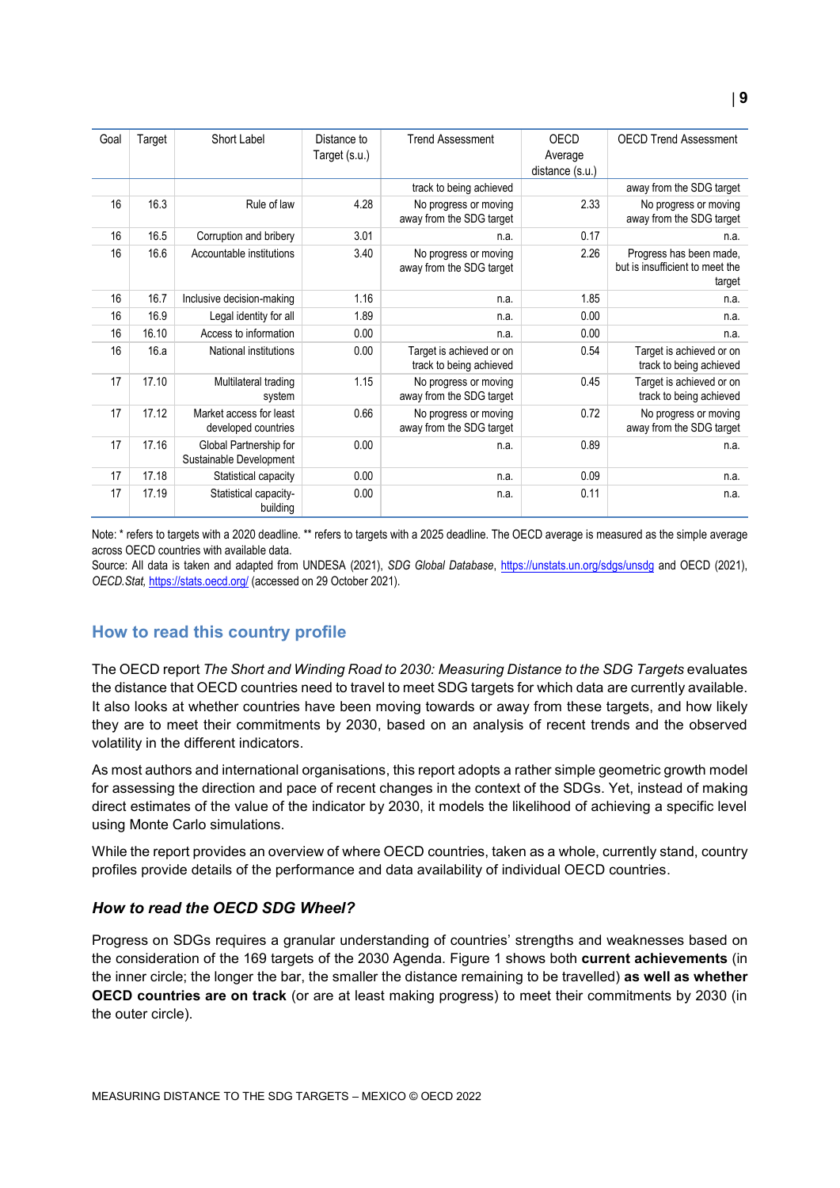| Goal | Target | Short Label | Distance to Target (s.u.) | Trend Assessment | OECD Average distance (s.u.) | OECD Trend Assessment |
|---|---|---|---|---|---|---|
| | | | | track to being achieved | | away from the SDG target |
| 16 | 16.3 | Rule of law | 4.28 | No progress or moving away from the SDG target | 2.33 | No progress or moving away from the SDG target |
| 16 | 16.5 | Corruption and bribery | 3.01 | n.a. | 0.17 | n.a. |
| 16 | 16.6 | Accountable institutions | 3.40 | No progress or moving away from the SDG target | 2.26 | Progress has been made, but is insufficient to meet the target |
| 16 | 16.7 | Inclusive decision-making | 1.16 | n.a. | 1.85 | n.a. |
| 16 | 16.9 | Legal identity for all | 1.89 | n.a. | 0.00 | n.a. |
| 16 | 16.10 | Access to information | 0.00 | n.a. | 0.00 | n.a. |
| 16 | 16.a | National institutions | 0.00 | Target is achieved or on track to being achieved | 0.54 | Target is achieved or on track to being achieved |
| 17 | 17.10 | Multilateral trading system | 1.15 | No progress or moving away from the SDG target | 0.45 | Target is achieved or on track to being achieved |
| 17 | 17.12 | Market access for least developed countries | 0.66 | No progress or moving away from the SDG target | 0.72 | No progress or moving away from the SDG target |
| 17 | 17.16 | Global Partnership for Sustainable Development | 0.00 | n.a. | 0.89 | n.a. |
| 17 | 17.18 | Statistical capacity | 0.00 | n.a. | 0.09 | n.a. |
| 17 | 17.19 | Statistical capacity-building | 0.00 | n.a. | 0.11 | n.a. |

Note: * refers to targets with a 2020 deadline. ** refers to targets with a 2025 deadline. The OECD average is measured as the simple average across OECD countries with available data.

Source: All data is taken and adapted from UNDESA (2021), *SDG Global Database*, https://unstats.un.org/sdgs/unsdg and OECD (2021), *OECD.Stat*, https://stats.oecd.org/ (accessed on 29 October 2021).

## How to read this country profile

The OECD report *The Short and Winding Road to 2030: Measuring Distance to the SDG Targets* evaluates the distance that OECD countries need to travel to meet SDG targets for which data are currently available. It also looks at whether countries have been moving towards or away from these targets, and how likely they are to meet their commitments by 2030, based on an analysis of recent trends and the observed volatility in the different indicators.

As most authors and international organisations, this report adopts a rather simple geometric growth model for assessing the direction and pace of recent changes in the context of the SDGs. Yet, instead of making direct estimates of the value of the indicator by 2030, it models the likelihood of achieving a specific level using Monte Carlo simulations.

While the report provides an overview of where OECD countries, taken as a whole, currently stand, country profiles provide details of the performance and data availability of individual OECD countries.

### *How to read the OECD SDG Wheel?*

Progress on SDGs requires a granular understanding of countries' strengths and weaknesses based on the consideration of the 169 targets of the 2030 Agenda. Figure 1 shows both **current achievements** (in the inner circle; the longer the bar, the smaller the distance remaining to be travelled) **as well as whether OECD countries are on track** (or are at least making progress) to meet their commitments by 2030 (in the outer circle).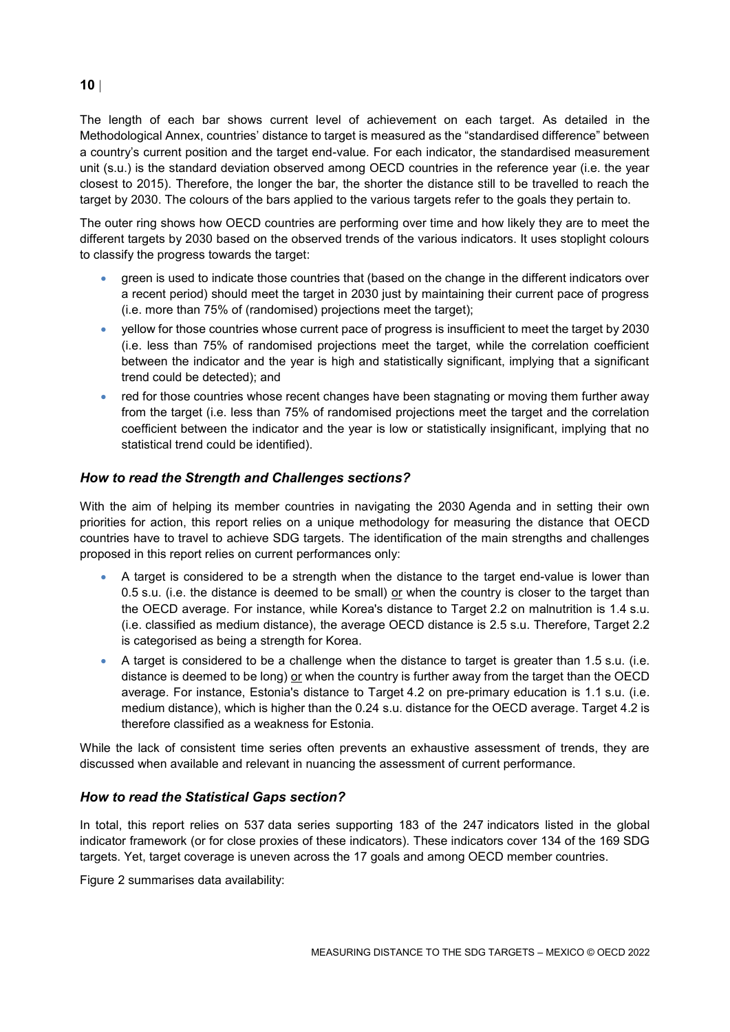The length of each bar shows current level of achievement on each target. As detailed in the Methodological Annex, countries' distance to target is measured as the "standardised difference" between a country's current position and the target end-value. For each indicator, the standardised measurement unit (s.u.) is the standard deviation observed among OECD countries in the reference year (i.e. the year closest to 2015). Therefore, the longer the bar, the shorter the distance still to be travelled to reach the target by 2030. The colours of the bars applied to the various targets refer to the goals they pertain to.

The outer ring shows how OECD countries are performing over time and how likely they are to meet the different targets by 2030 based on the observed trends of the various indicators. It uses stoplight colours to classify the progress towards the target:

- green is used to indicate those countries that (based on the change in the different indicators over a recent period) should meet the target in 2030 just by maintaining their current pace of progress (i.e. more than 75% of (randomised) projections meet the target);
- yellow for those countries whose current pace of progress is insufficient to meet the target by 2030 (i.e. less than 75% of randomised projections meet the target, while the correlation coefficient between the indicator and the year is high and statistically significant, implying that a significant trend could be detected); and
- red for those countries whose recent changes have been stagnating or moving them further away from the target (i.e. less than 75% of randomised projections meet the target and the correlation coefficient between the indicator and the year is low or statistically insignificant, implying that no statistical trend could be identified).

### *How to read the Strength and Challenges sections?*

With the aim of helping its member countries in navigating the 2030 Agenda and in setting their own priorities for action, this report relies on a unique methodology for measuring the distance that OECD countries have to travel to achieve SDG targets. The identification of the main strengths and challenges proposed in this report relies on current performances only:

- A target is considered to be a strength when the distance to the target end-value is lower than 0.5 s.u. (i.e. the distance is deemed to be small) or when the country is closer to the target than the OECD average. For instance, while Korea's distance to Target 2.2 on malnutrition is 1.4 s.u. (i.e. classified as medium distance), the average OECD distance is 2.5 s.u. Therefore, Target 2.2 is categorised as being a strength for Korea.
- A target is considered to be a challenge when the distance to target is greater than 1.5 s.u. (i.e. distance is deemed to be long) or when the country is further away from the target than the OECD average. For instance, Estonia's distance to Target 4.2 on pre-primary education is 1.1 s.u. (i.e. medium distance), which is higher than the 0.24 s.u. distance for the OECD average. Target 4.2 is therefore classified as a weakness for Estonia.

While the lack of consistent time series often prevents an exhaustive assessment of trends, they are discussed when available and relevant in nuancing the assessment of current performance.

### *How to read the Statistical Gaps section?*

In total, this report relies on 537 data series supporting 183 of the 247 indicators listed in the global indicator framework (or for close proxies of these indicators). These indicators cover 134 of the 169 SDG targets. Yet, target coverage is uneven across the 17 goals and among OECD member countries.

Figure 2 summarises data availability: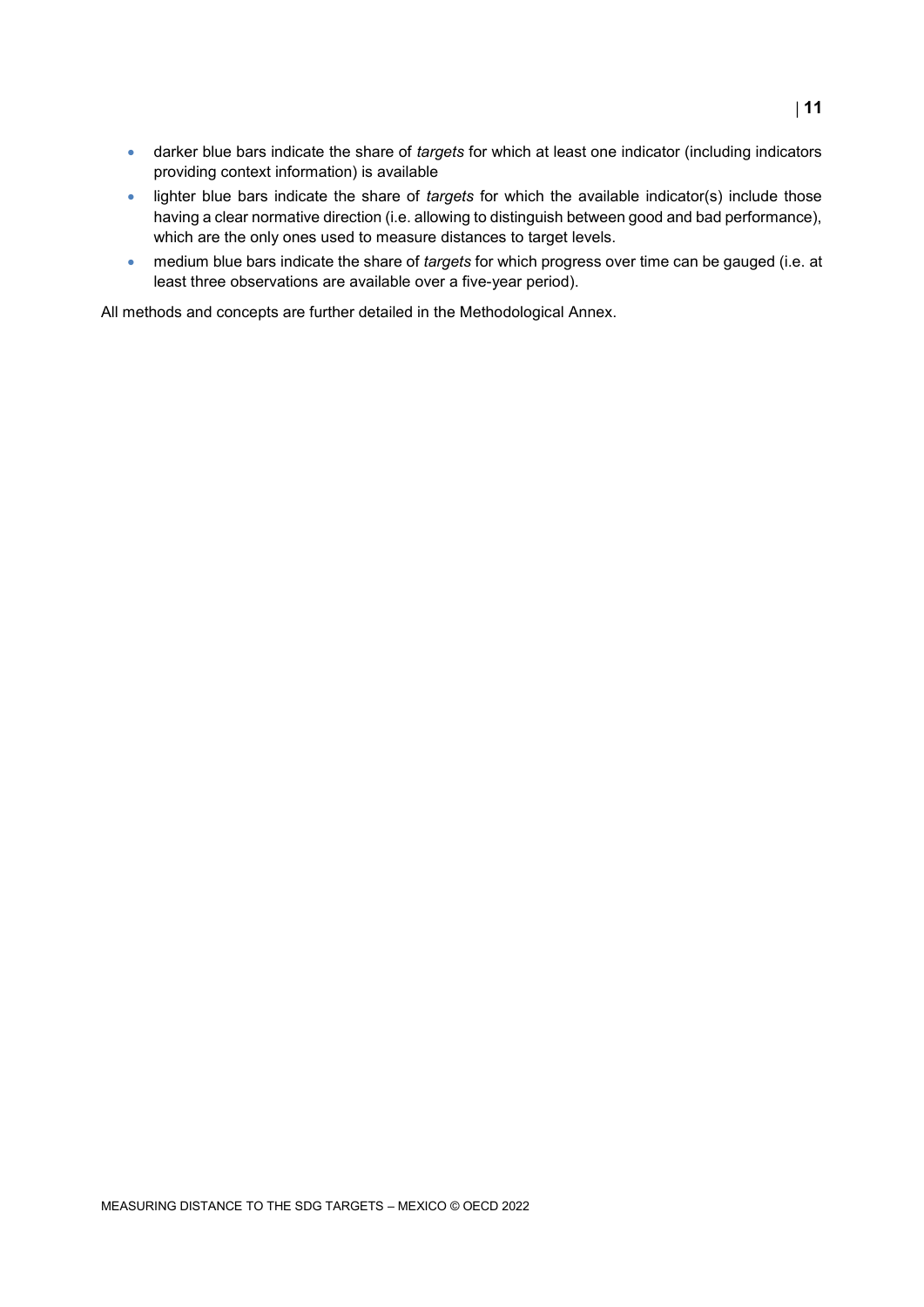- darker blue bars indicate the share of *targets* for which at least one indicator (including indicators providing context information) is available
- lighter blue bars indicate the share of *targets* for which the available indicator(s) include those having a clear normative direction (i.e. allowing to distinguish between good and bad performance), which are the only ones used to measure distances to target levels.
- medium blue bars indicate the share of *targets* for which progress over time can be gauged (i.e. at least three observations are available over a five-year period).

All methods and concepts are further detailed in the Methodological Annex.